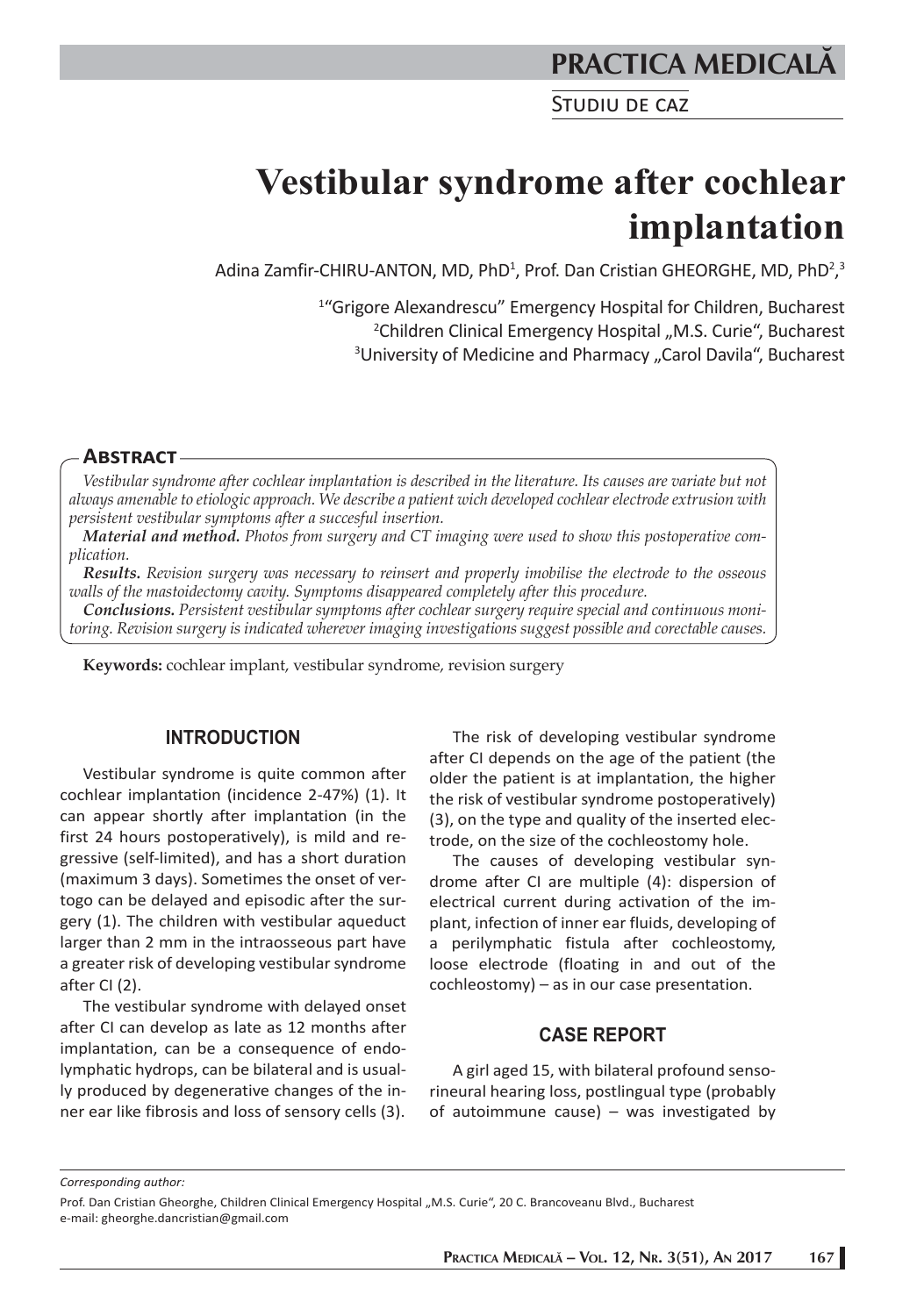# Vestibular syndrome after cochlear implantation

Adina Zamfir-CHIRU-ANTON, MD, PhD[1], Prof. Dan Cristian GHEORGHE, MD, PhD[2,3]

[1]"Grigore Alexandrescu" Emergency Hospital for Children, Bucharest
[2]Children Clinical Emergency Hospital „M.S. Curie", Bucharest
[3]University of Medicine and Pharmacy „Carol Davila", Bucharest

## Abstract

*Vestibular syndrome after cochlear implantation is described in the literature. Its causes are variate but not always amenable to etiologic approach. We describe a patient wich developed cochlear electrode extrusion with persistent vestibular symptoms after a succesful insertion.*

***Material and method.*** *Photos from surgery and CT imaging were used to show this postoperative complication.*

***Results.*** *Revision surgery was necessary to reinsert and properly imobilise the electrode to the osseous walls of the mastoidectomy cavity. Symptoms disappeared completely after this procedure.*

***Conclusions.*** *Persistent vestibular symptoms after cochlear surgery require special and continuous monitoring. Revision surgery is indicated wherever imaging investigations suggest possible and corectable causes.*

**Keywords:** cochlear implant, vestibular syndrome, revision surgery

## INTRODUCTION

Vestibular syndrome is quite common after cochlear implantation (incidence 2-47%) (1). It can appear shortly after implantation (in the first 24 hours postoperatively), is mild and regressive (self-limited), and has a short duration (maximum 3 days). Sometimes the onset of vertogo can be delayed and episodic after the surgery (1). The children with vestibular aqueduct larger than 2 mm in the intraosseous part have a greater risk of developing vestibular syndrome after CI (2).

The vestibular syndrome with delayed onset after CI can develop as late as 12 months after implantation, can be a consequence of endolymphatic hydrops, can be bilateral and is usually produced by degenerative changes of the inner ear like fibrosis and loss of sensory cells (3).

The risk of developing vestibular syndrome after CI depends on the age of the patient (the older the patient is at implantation, the higher the risk of vestibular syndrome postoperatively) (3), on the type and quality of the inserted electrode, on the size of the cochleostomy hole.

The causes of developing vestibular syndrome after CI are multiple (4): dispersion of electrical current during activation of the implant, infection of inner ear fluids, developing of a perilymphatic fistula after cochleostomy, loose electrode (floating in and out of the cochleostomy) – as in our case presentation.

## CASE REPORT

A girl aged 15, with bilateral profound sensorineural hearing loss, postlingual type (probably of autoimmune cause) – was investigated by

---

*Corresponding author:*

Prof. Dan Cristian Gheorghe, Children Clinical Emergency Hospital „M.S. Curie", 20 C. Brancoveanu Blvd., Bucharest
e-mail: gheorghe.dancristian@gmail.com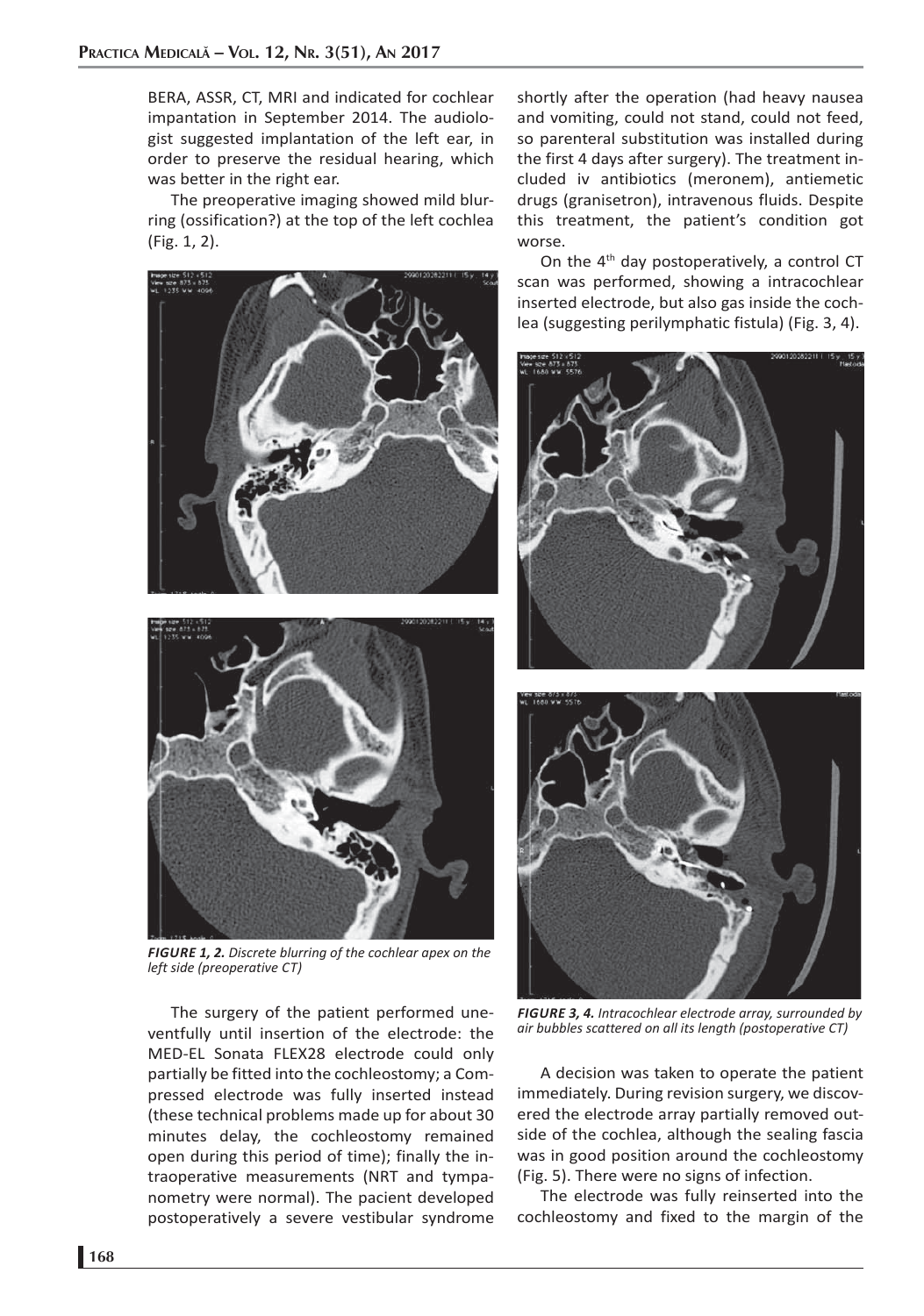BERA, ASSR, CT, MRI and indicated for cochlear impantation in September 2014. The audiologist suggested implantation of the left ear, in order to preserve the residual hearing, which was better in the right ear.

The preoperative imaging showed mild blurring (ossification?) at the top of the left cochlea (Fig. 1, 2).

***FIGURE 1, 2.*** *Discrete blurring of the cochlear apex on the left side (preoperative CT)*

The surgery of the patient performed uneventfully until insertion of the electrode: the MED-EL Sonata FLEX28 electrode could only partially be fitted into the cochleostomy; a Compressed electrode was fully inserted instead (these technical problems made up for about 30 minutes delay, the cochleostomy remained open during this period of time); finally the intraoperative measurements (NRT and tympanometry were normal). The pacient developed postoperatively a severe vestibular syndrome shortly after the operation (had heavy nausea and vomiting, could not stand, could not feed, so parenteral substitution was installed during the first 4 days after surgery). The treatment included iv antibiotics (meronem), antiemetic drugs (granisetron), intravenous fluids. Despite this treatment, the patient's condition got worse.

On the 4th day postoperatively, a control CT scan was performed, showing a intracochlear inserted electrode, but also gas inside the cochlea (suggesting perilymphatic fistula) (Fig. 3, 4).

***FIGURE 3, 4.*** *Intracochlear electrode array, surrounded by air bubbles scattered on all its length (postoperative CT)*

A decision was taken to operate the patient immediately. During revision surgery, we discovered the electrode array partially removed outside of the cochlea, although the sealing fascia was in good position around the cochleostomy (Fig. 5). There were no signs of infection.

The electrode was fully reinserted into the cochleostomy and fixed to the margin of the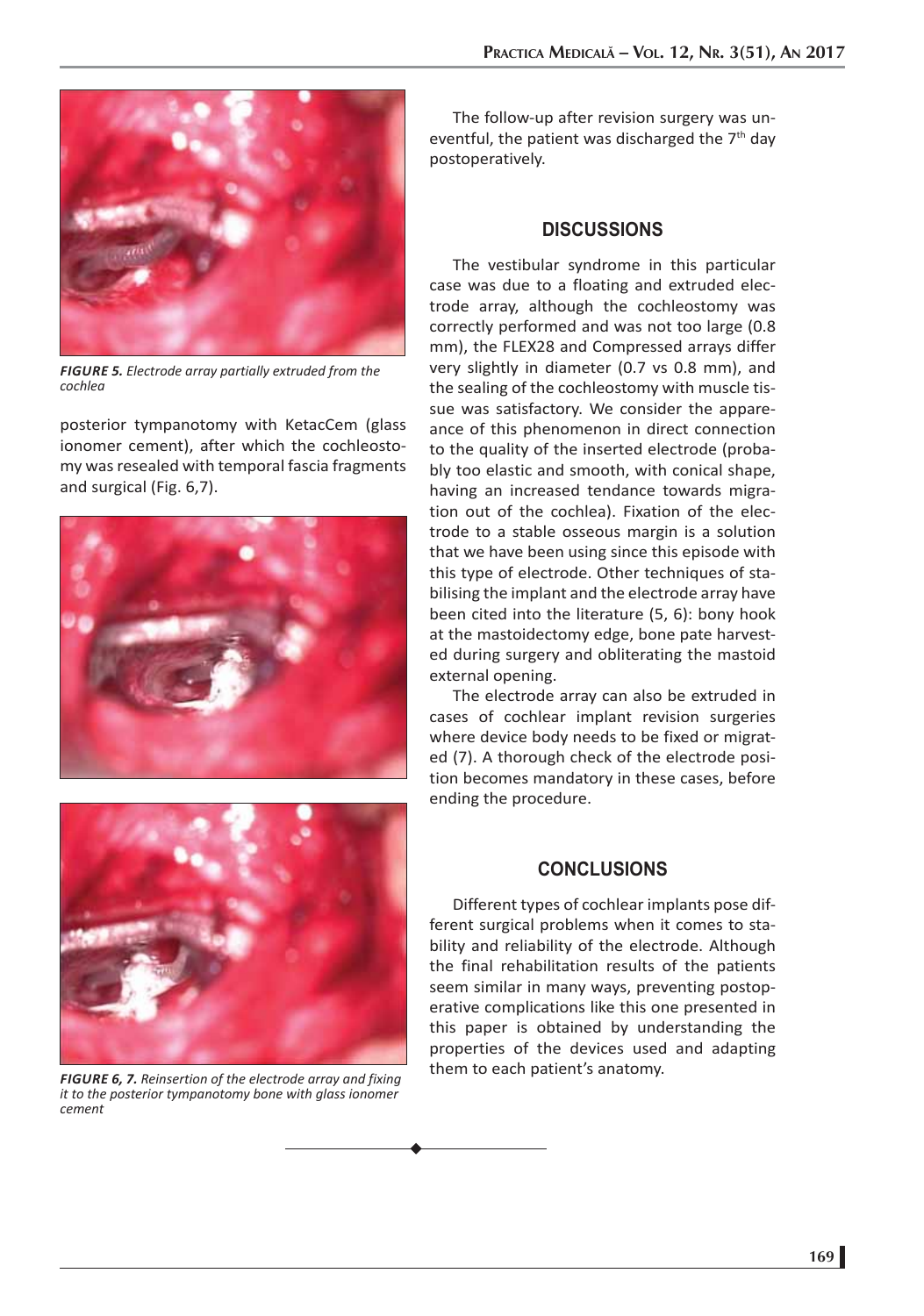*FIGURE 5. Electrode array partially extruded from the cochlea*

posterior tympanotomy with KetacCem (glass ionomer cement), after which the cochleostomy was resealed with temporal fascia fragments and surgical (Fig. 6,7).

*FIGURE 6, 7. Reinsertion of the electrode array and fixing it to the posterior tympanotomy bone with glass ionomer cement*

The follow-up after revision surgery was uneventful, the patient was discharged the 7th day postoperatively.

## DISCUSSIONS

The vestibular syndrome in this particular case was due to a floating and extruded electrode array, although the cochleostomy was correctly performed and was not too large (0.8 mm), the FLEX28 and Compressed arrays differ very slightly in diameter (0.7 vs 0.8 mm), and the sealing of the cochleostomy with muscle tissue was satisfactory. We consider the appearance of this phenomenon in direct connection to the quality of the inserted electrode (probably too elastic and smooth, with conical shape, having an increased tendance towards migration out of the cochlea). Fixation of the electrode to a stable osseous margin is a solution that we have been using since this episode with this type of electrode. Other techniques of stabilising the implant and the electrode array have been cited into the literature (5, 6): bony hook at the mastoidectomy edge, bone pate harvested during surgery and obliterating the mastoid external opening.

The electrode array can also be extruded in cases of cochlear implant revision surgeries where device body needs to be fixed or migrated (7). A thorough check of the electrode position becomes mandatory in these cases, before ending the procedure.

## CONCLUSIONS

Different types of cochlear implants pose different surgical problems when it comes to stability and reliability of the electrode. Although the final rehabilitation results of the patients seem similar in many ways, preventing postoperative complications like this one presented in this paper is obtained by understanding the properties of the devices used and adapting them to each patient's anatomy.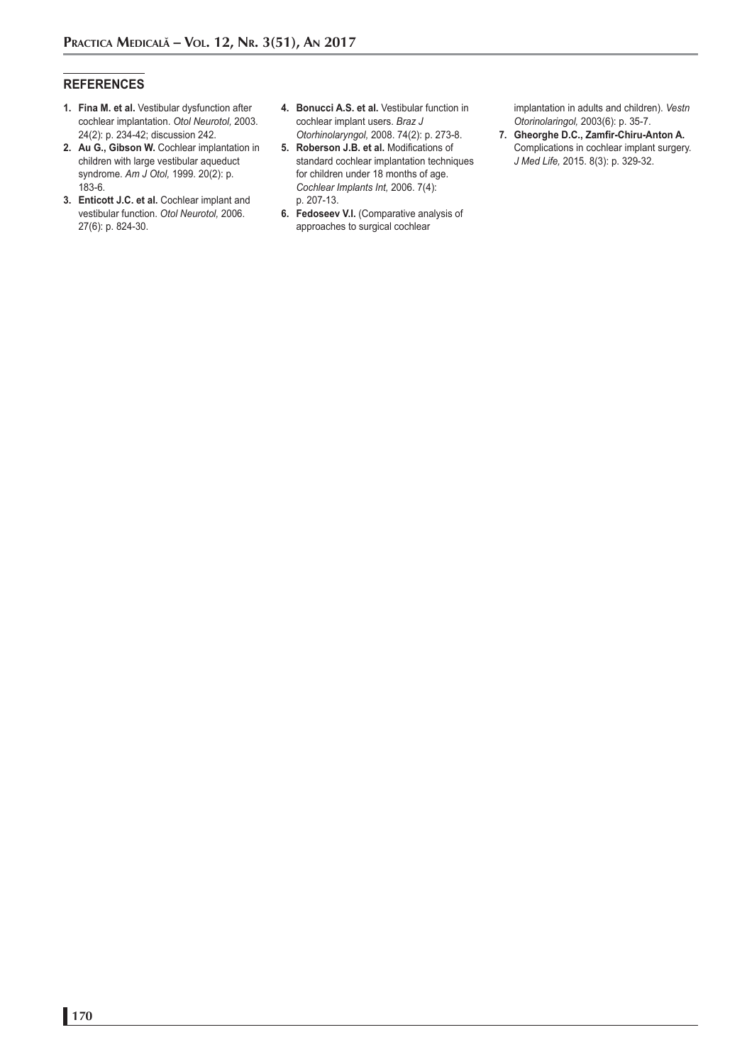## REFERENCES

1. **Fina M. et al.** Vestibular dysfunction after cochlear implantation. *Otol Neurotol,* 2003. 24(2): p. 234-42; discussion 242.
2. **Au G., Gibson W.** Cochlear implantation in children with large vestibular aqueduct syndrome. *Am J Otol,* 1999. 20(2): p. 183-6.
3. **Enticott J.C. et al.** Cochlear implant and vestibular function. *Otol Neurotol,* 2006. 27(6): p. 824-30.
4. **Bonucci A.S. et al.** Vestibular function in cochlear implant users. *Braz J Otorhinolaryngol,* 2008. 74(2): p. 273-8.
5. **Roberson J.B. et al.** Modifications of standard cochlear implantation techniques for children under 18 months of age. *Cochlear Implants Int,* 2006. 7(4): p. 207-13.
6. **Fedoseev V.I.** (Comparative analysis of approaches to surgical cochlear implantation in adults and children). *Vestn Otorinolaringol,* 2003(6): p. 35-7.
7. **Gheorghe D.C., Zamfir-Chiru-Anton A.** Complications in cochlear implant surgery. *J Med Life,* 2015. 8(3): p. 329-32.